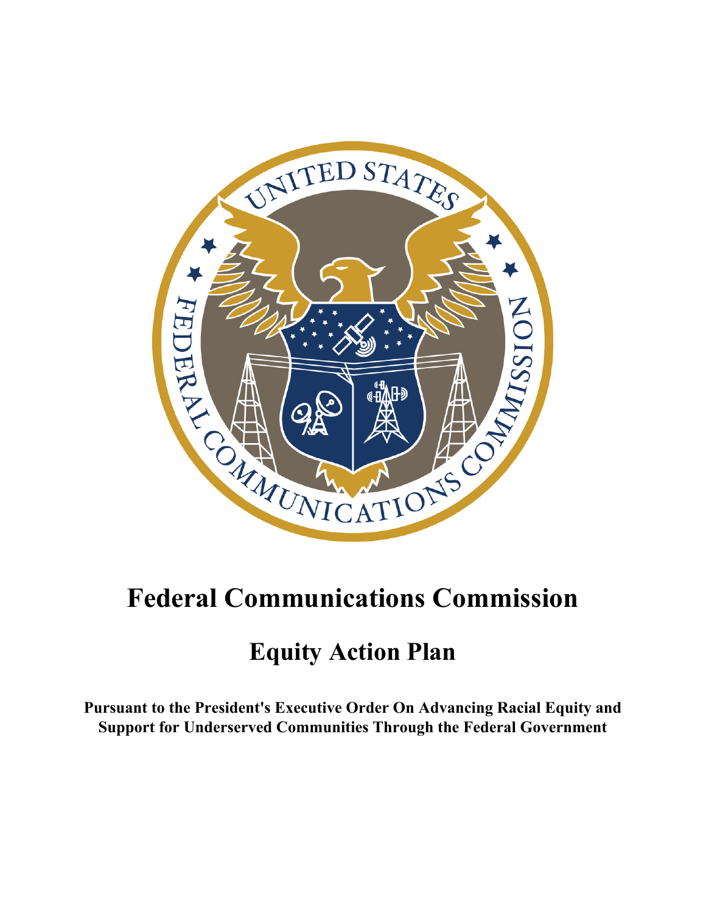# Federal Communications Commission

## Equity Action Plan

**Pursuant to the President's Executive Order On Advancing Racial Equity and Support for Underserved Communities Through the Federal Government**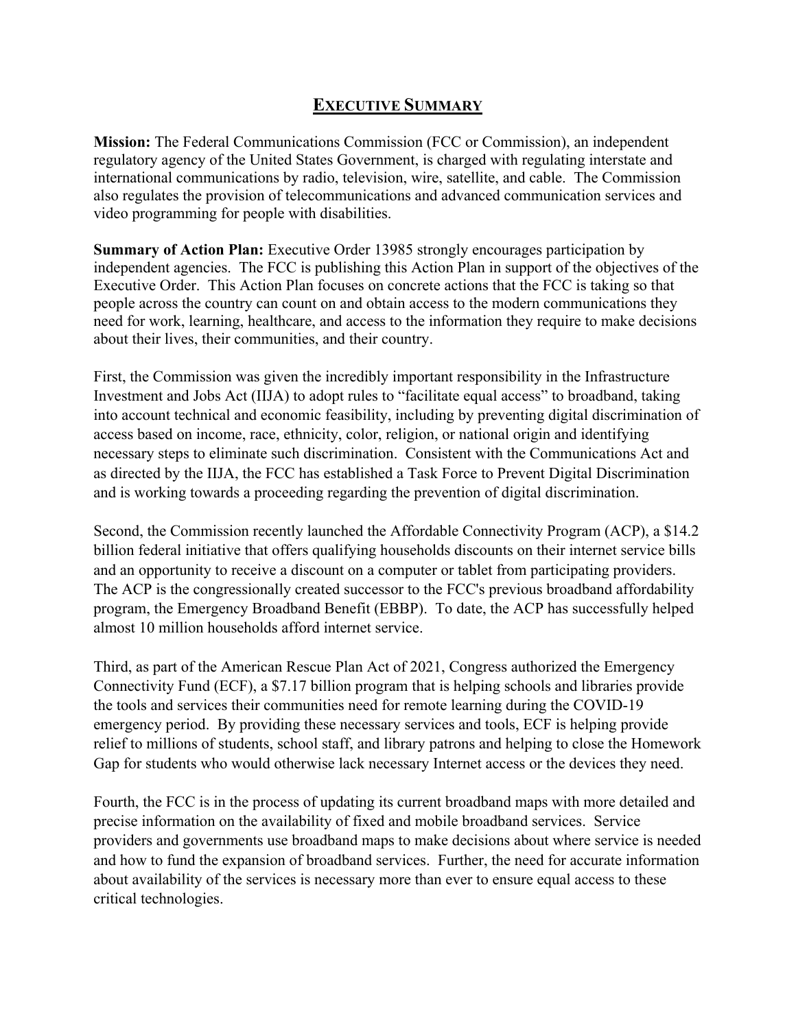# EXECUTIVE SUMMARY

**Mission:** The Federal Communications Commission (FCC or Commission), an independent regulatory agency of the United States Government, is charged with regulating interstate and international communications by radio, television, wire, satellite, and cable. The Commission also regulates the provision of telecommunications and advanced communication services and video programming for people with disabilities.

**Summary of Action Plan:** Executive Order 13985 strongly encourages participation by independent agencies. The FCC is publishing this Action Plan in support of the objectives of the Executive Order. This Action Plan focuses on concrete actions that the FCC is taking so that people across the country can count on and obtain access to the modern communications they need for work, learning, healthcare, and access to the information they require to make decisions about their lives, their communities, and their country.

First, the Commission was given the incredibly important responsibility in the Infrastructure Investment and Jobs Act (IIJA) to adopt rules to "facilitate equal access" to broadband, taking into account technical and economic feasibility, including by preventing digital discrimination of access based on income, race, ethnicity, color, religion, or national origin and identifying necessary steps to eliminate such discrimination. Consistent with the Communications Act and as directed by the IIJA, the FCC has established a Task Force to Prevent Digital Discrimination and is working towards a proceeding regarding the prevention of digital discrimination.

Second, the Commission recently launched the Affordable Connectivity Program (ACP), a $14.2 billion federal initiative that offers qualifying households discounts on their internet service bills and an opportunity to receive a discount on a computer or tablet from participating providers. The ACP is the congressionally created successor to the FCC's previous broadband affordability program, the Emergency Broadband Benefit (EBBP). To date, the ACP has successfully helped almost 10 million households afford internet service.

Third, as part of the American Rescue Plan Act of 2021, Congress authorized the Emergency Connectivity Fund (ECF), a $7.17 billion program that is helping schools and libraries provide the tools and services their communities need for remote learning during the COVID-19 emergency period. By providing these necessary services and tools, ECF is helping provide relief to millions of students, school staff, and library patrons and helping to close the Homework Gap for students who would otherwise lack necessary Internet access or the devices they need.

Fourth, the FCC is in the process of updating its current broadband maps with more detailed and precise information on the availability of fixed and mobile broadband services. Service providers and governments use broadband maps to make decisions about where service is needed and how to fund the expansion of broadband services. Further, the need for accurate information about availability of the services is necessary more than ever to ensure equal access to these critical technologies.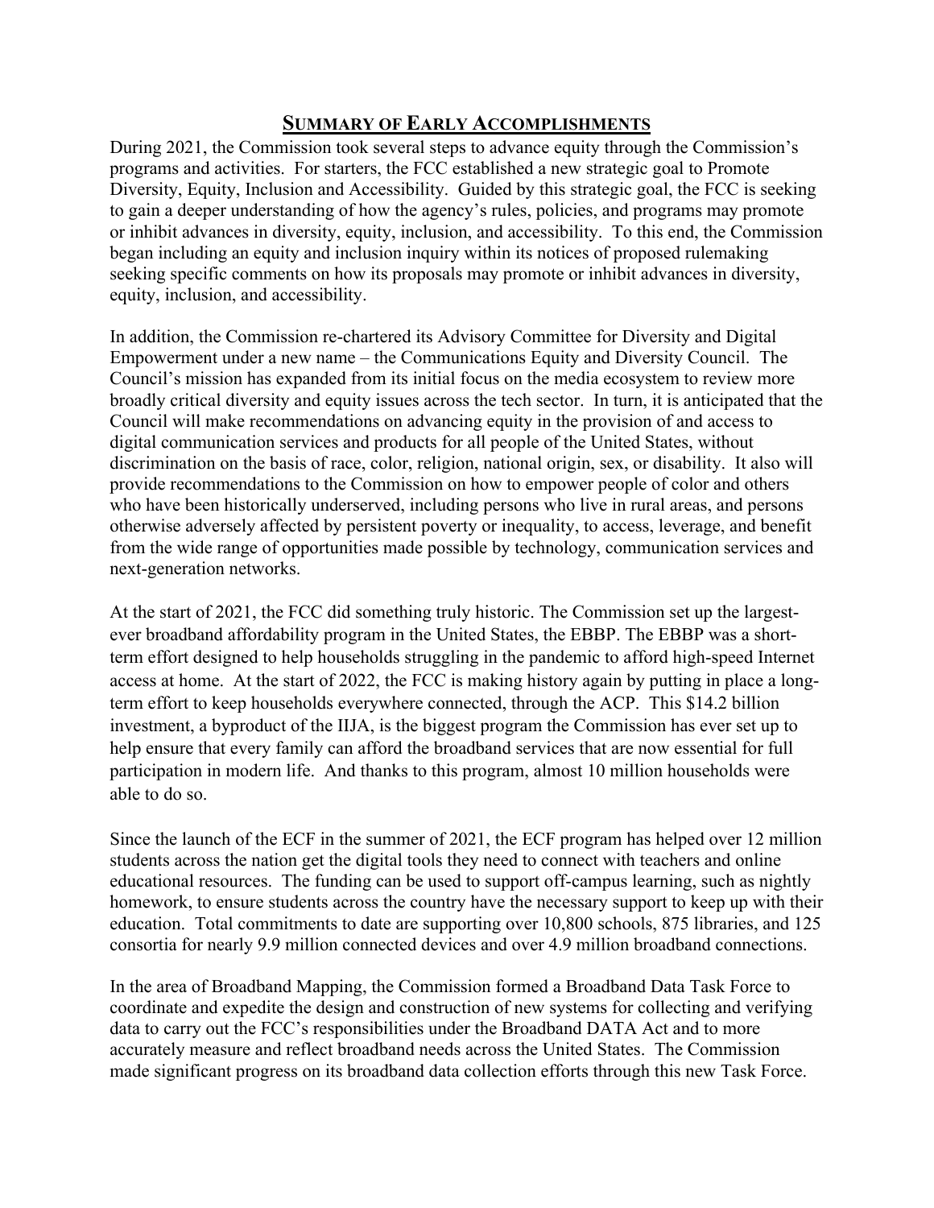## SUMMARY OF EARLY ACCOMPLISHMENTS

During 2021, the Commission took several steps to advance equity through the Commission's programs and activities. For starters, the FCC established a new strategic goal to Promote Diversity, Equity, Inclusion and Accessibility. Guided by this strategic goal, the FCC is seeking to gain a deeper understanding of how the agency's rules, policies, and programs may promote or inhibit advances in diversity, equity, inclusion, and accessibility. To this end, the Commission began including an equity and inclusion inquiry within its notices of proposed rulemaking seeking specific comments on how its proposals may promote or inhibit advances in diversity, equity, inclusion, and accessibility.

In addition, the Commission re-chartered its Advisory Committee for Diversity and Digital Empowerment under a new name – the Communications Equity and Diversity Council. The Council's mission has expanded from its initial focus on the media ecosystem to review more broadly critical diversity and equity issues across the tech sector. In turn, it is anticipated that the Council will make recommendations on advancing equity in the provision of and access to digital communication services and products for all people of the United States, without discrimination on the basis of race, color, religion, national origin, sex, or disability. It also will provide recommendations to the Commission on how to empower people of color and others who have been historically underserved, including persons who live in rural areas, and persons otherwise adversely affected by persistent poverty or inequality, to access, leverage, and benefit from the wide range of opportunities made possible by technology, communication services and next-generation networks.

At the start of 2021, the FCC did something truly historic. The Commission set up the largest-ever broadband affordability program in the United States, the EBBP. The EBBP was a short-term effort designed to help households struggling in the pandemic to afford high-speed Internet access at home. At the start of 2022, the FCC is making history again by putting in place a long-term effort to keep households everywhere connected, through the ACP. This $14.2 billion investment, a byproduct of the IIJA, is the biggest program the Commission has ever set up to help ensure that every family can afford the broadband services that are now essential for full participation in modern life. And thanks to this program, almost 10 million households were able to do so.

Since the launch of the ECF in the summer of 2021, the ECF program has helped over 12 million students across the nation get the digital tools they need to connect with teachers and online educational resources. The funding can be used to support off-campus learning, such as nightly homework, to ensure students across the country have the necessary support to keep up with their education. Total commitments to date are supporting over 10,800 schools, 875 libraries, and 125 consortia for nearly 9.9 million connected devices and over 4.9 million broadband connections.

In the area of Broadband Mapping, the Commission formed a Broadband Data Task Force to coordinate and expedite the design and construction of new systems for collecting and verifying data to carry out the FCC's responsibilities under the Broadband DATA Act and to more accurately measure and reflect broadband needs across the United States. The Commission made significant progress on its broadband data collection efforts through this new Task Force.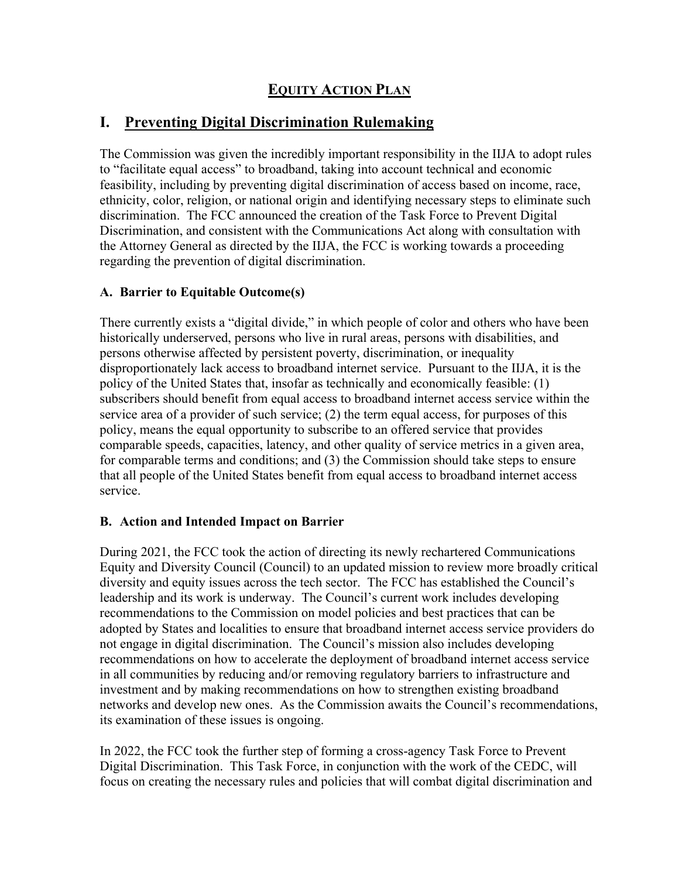# Equity Action Plan

## I. Preventing Digital Discrimination Rulemaking

The Commission was given the incredibly important responsibility in the IIJA to adopt rules to "facilitate equal access" to broadband, taking into account technical and economic feasibility, including by preventing digital discrimination of access based on income, race, ethnicity, color, religion, or national origin and identifying necessary steps to eliminate such discrimination. The FCC announced the creation of the Task Force to Prevent Digital Discrimination, and consistent with the Communications Act along with consultation with the Attorney General as directed by the IIJA, the FCC is working towards a proceeding regarding the prevention of digital discrimination.

### A. Barrier to Equitable Outcome(s)

There currently exists a "digital divide," in which people of color and others who have been historically underserved, persons who live in rural areas, persons with disabilities, and persons otherwise affected by persistent poverty, discrimination, or inequality disproportionately lack access to broadband internet service. Pursuant to the IIJA, it is the policy of the United States that, insofar as technically and economically feasible: (1) subscribers should benefit from equal access to broadband internet access service within the service area of a provider of such service; (2) the term equal access, for purposes of this policy, means the equal opportunity to subscribe to an offered service that provides comparable speeds, capacities, latency, and other quality of service metrics in a given area, for comparable terms and conditions; and (3) the Commission should take steps to ensure that all people of the United States benefit from equal access to broadband internet access service.

### B. Action and Intended Impact on Barrier

During 2021, the FCC took the action of directing its newly rechartered Communications Equity and Diversity Council (Council) to an updated mission to review more broadly critical diversity and equity issues across the tech sector. The FCC has established the Council's leadership and its work is underway. The Council's current work includes developing recommendations to the Commission on model policies and best practices that can be adopted by States and localities to ensure that broadband internet access service providers do not engage in digital discrimination. The Council's mission also includes developing recommendations on how to accelerate the deployment of broadband internet access service in all communities by reducing and/or removing regulatory barriers to infrastructure and investment and by making recommendations on how to strengthen existing broadband networks and develop new ones. As the Commission awaits the Council's recommendations, its examination of these issues is ongoing.

In 2022, the FCC took the further step of forming a cross-agency Task Force to Prevent Digital Discrimination. This Task Force, in conjunction with the work of the CEDC, will focus on creating the necessary rules and policies that will combat digital discrimination and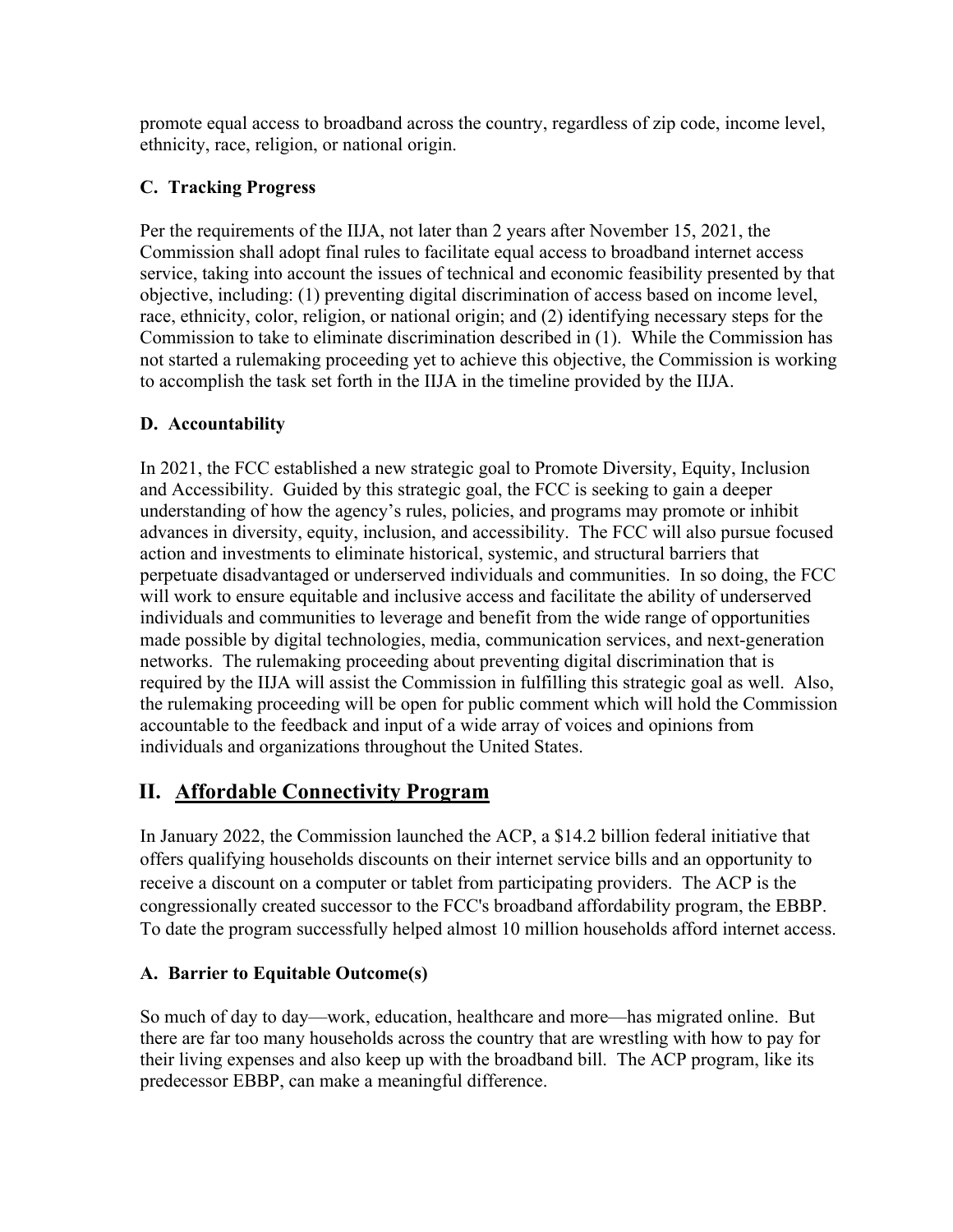promote equal access to broadband across the country, regardless of zip code, income level, ethnicity, race, religion, or national origin.

### C. Tracking Progress

Per the requirements of the IIJA, not later than 2 years after November 15, 2021, the Commission shall adopt final rules to facilitate equal access to broadband internet access service, taking into account the issues of technical and economic feasibility presented by that objective, including: (1) preventing digital discrimination of access based on income level, race, ethnicity, color, religion, or national origin; and (2) identifying necessary steps for the Commission to take to eliminate discrimination described in (1). While the Commission has not started a rulemaking proceeding yet to achieve this objective, the Commission is working to accomplish the task set forth in the IIJA in the timeline provided by the IIJA.

### D. Accountability

In 2021, the FCC established a new strategic goal to Promote Diversity, Equity, Inclusion and Accessibility. Guided by this strategic goal, the FCC is seeking to gain a deeper understanding of how the agency's rules, policies, and programs may promote or inhibit advances in diversity, equity, inclusion, and accessibility. The FCC will also pursue focused action and investments to eliminate historical, systemic, and structural barriers that perpetuate disadvantaged or underserved individuals and communities. In so doing, the FCC will work to ensure equitable and inclusive access and facilitate the ability of underserved individuals and communities to leverage and benefit from the wide range of opportunities made possible by digital technologies, media, communication services, and next-generation networks. The rulemaking proceeding about preventing digital discrimination that is required by the IIJA will assist the Commission in fulfilling this strategic goal as well. Also, the rulemaking proceeding will be open for public comment which will hold the Commission accountable to the feedback and input of a wide array of voices and opinions from individuals and organizations throughout the United States.

## II. Affordable Connectivity Program

In January 2022, the Commission launched the ACP, a $14.2 billion federal initiative that offers qualifying households discounts on their internet service bills and an opportunity to receive a discount on a computer or tablet from participating providers. The ACP is the congressionally created successor to the FCC's broadband affordability program, the EBBP. To date the program successfully helped almost 10 million households afford internet access.

### A. Barrier to Equitable Outcome(s)

So much of day to day—work, education, healthcare and more—has migrated online. But there are far too many households across the country that are wrestling with how to pay for their living expenses and also keep up with the broadband bill. The ACP program, like its predecessor EBBP, can make a meaningful difference.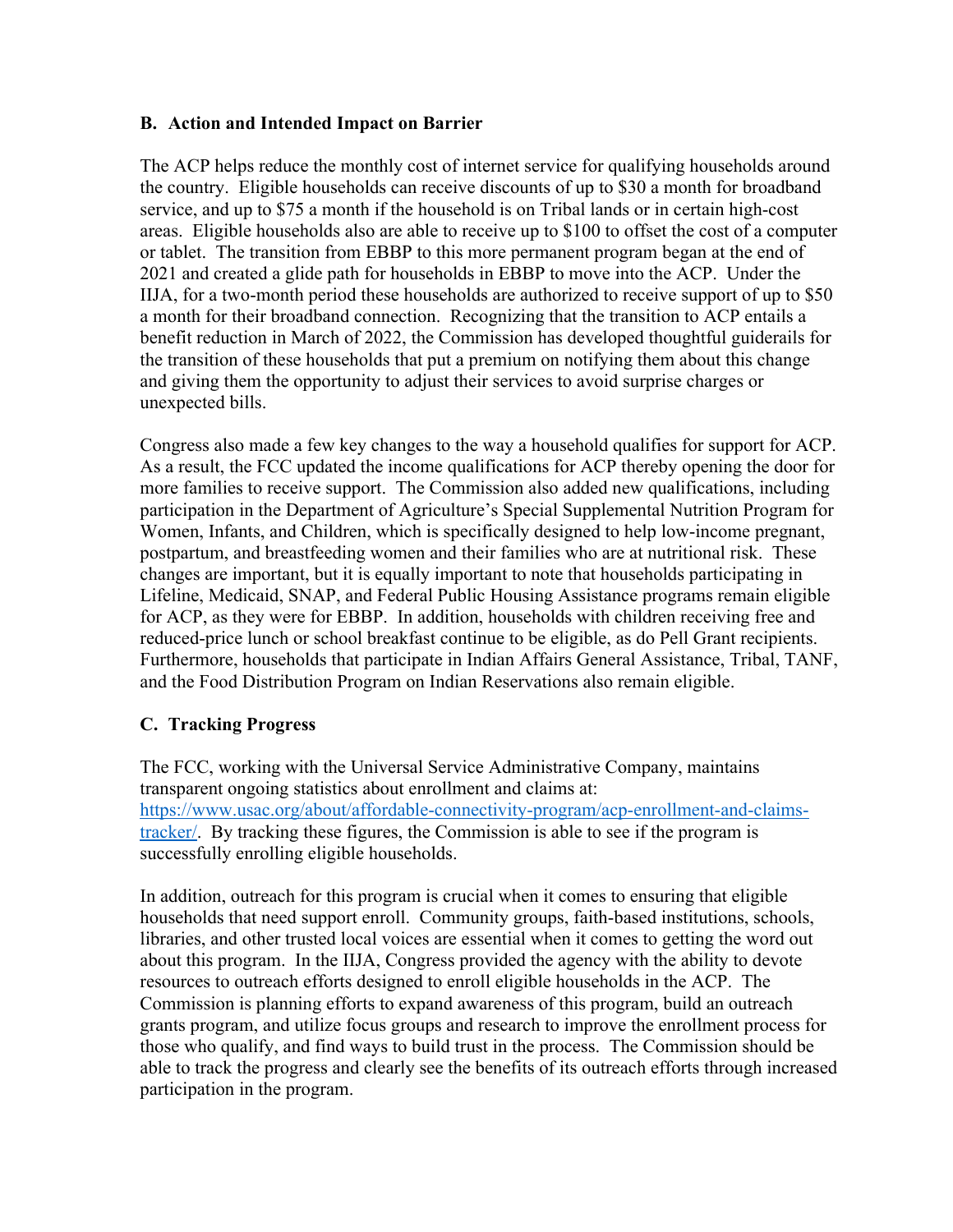### B. Action and Intended Impact on Barrier

The ACP helps reduce the monthly cost of internet service for qualifying households around the country. Eligible households can receive discounts of up to $30 a month for broadband service, and up to $75 a month if the household is on Tribal lands or in certain high-cost areas. Eligible households also are able to receive up to $100 to offset the cost of a computer or tablet. The transition from EBBP to this more permanent program began at the end of 2021 and created a glide path for households in EBBP to move into the ACP. Under the IIJA, for a two-month period these households are authorized to receive support of up to $50 a month for their broadband connection. Recognizing that the transition to ACP entails a benefit reduction in March of 2022, the Commission has developed thoughtful guiderails for the transition of these households that put a premium on notifying them about this change and giving them the opportunity to adjust their services to avoid surprise charges or unexpected bills.

Congress also made a few key changes to the way a household qualifies for support for ACP. As a result, the FCC updated the income qualifications for ACP thereby opening the door for more families to receive support. The Commission also added new qualifications, including participation in the Department of Agriculture's Special Supplemental Nutrition Program for Women, Infants, and Children, which is specifically designed to help low-income pregnant, postpartum, and breastfeeding women and their families who are at nutritional risk. These changes are important, but it is equally important to note that households participating in Lifeline, Medicaid, SNAP, and Federal Public Housing Assistance programs remain eligible for ACP, as they were for EBBP. In addition, households with children receiving free and reduced-price lunch or school breakfast continue to be eligible, as do Pell Grant recipients. Furthermore, households that participate in Indian Affairs General Assistance, Tribal, TANF, and the Food Distribution Program on Indian Reservations also remain eligible.

### C. Tracking Progress

The FCC, working with the Universal Service Administrative Company, maintains transparent ongoing statistics about enrollment and claims at: https://www.usac.org/about/affordable-connectivity-program/acp-enrollment-and-claims-tracker/. By tracking these figures, the Commission is able to see if the program is successfully enrolling eligible households.

In addition, outreach for this program is crucial when it comes to ensuring that eligible households that need support enroll. Community groups, faith-based institutions, schools, libraries, and other trusted local voices are essential when it comes to getting the word out about this program. In the IIJA, Congress provided the agency with the ability to devote resources to outreach efforts designed to enroll eligible households in the ACP. The Commission is planning efforts to expand awareness of this program, build an outreach grants program, and utilize focus groups and research to improve the enrollment process for those who qualify, and find ways to build trust in the process. The Commission should be able to track the progress and clearly see the benefits of its outreach efforts through increased participation in the program.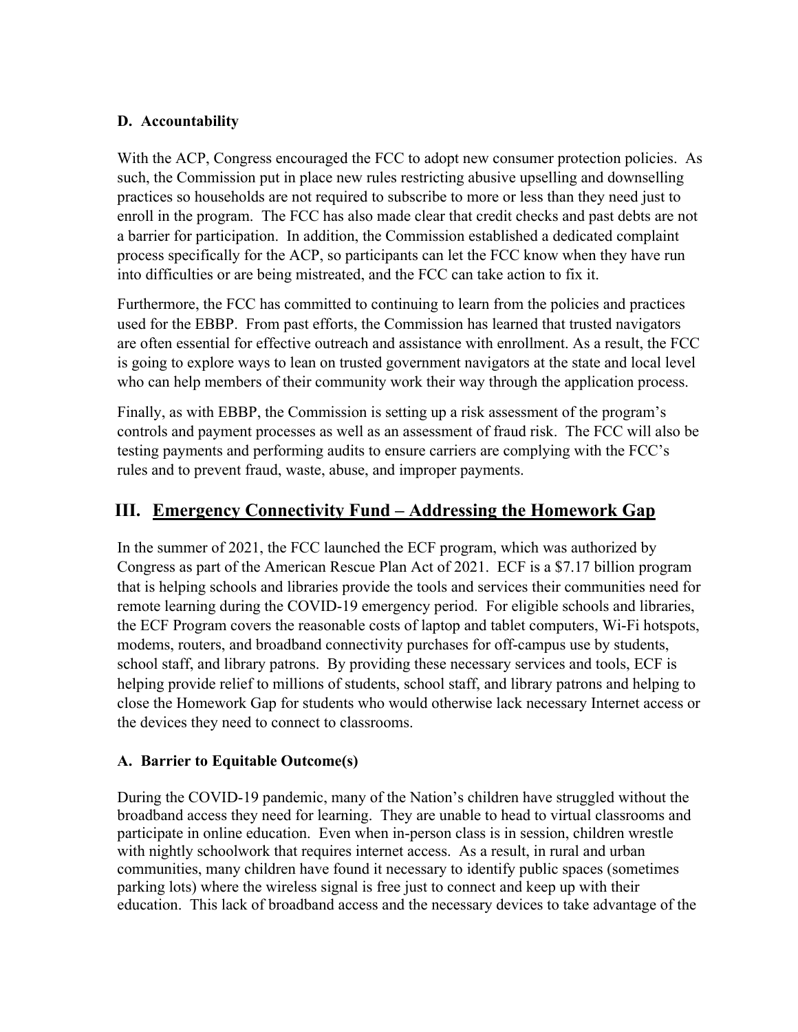### D. Accountability

With the ACP, Congress encouraged the FCC to adopt new consumer protection policies. As such, the Commission put in place new rules restricting abusive upselling and downselling practices so households are not required to subscribe to more or less than they need just to enroll in the program. The FCC has also made clear that credit checks and past debts are not a barrier for participation. In addition, the Commission established a dedicated complaint process specifically for the ACP, so participants can let the FCC know when they have run into difficulties or are being mistreated, and the FCC can take action to fix it.

Furthermore, the FCC has committed to continuing to learn from the policies and practices used for the EBBP. From past efforts, the Commission has learned that trusted navigators are often essential for effective outreach and assistance with enrollment. As a result, the FCC is going to explore ways to lean on trusted government navigators at the state and local level who can help members of their community work their way through the application process.

Finally, as with EBBP, the Commission is setting up a risk assessment of the program's controls and payment processes as well as an assessment of fraud risk. The FCC will also be testing payments and performing audits to ensure carriers are complying with the FCC's rules and to prevent fraud, waste, abuse, and improper payments.

## III. Emergency Connectivity Fund – Addressing the Homework Gap

In the summer of 2021, the FCC launched the ECF program, which was authorized by Congress as part of the American Rescue Plan Act of 2021. ECF is a $7.17 billion program that is helping schools and libraries provide the tools and services their communities need for remote learning during the COVID-19 emergency period. For eligible schools and libraries, the ECF Program covers the reasonable costs of laptop and tablet computers, Wi-Fi hotspots, modems, routers, and broadband connectivity purchases for off-campus use by students, school staff, and library patrons. By providing these necessary services and tools, ECF is helping provide relief to millions of students, school staff, and library patrons and helping to close the Homework Gap for students who would otherwise lack necessary Internet access or the devices they need to connect to classrooms.

### A. Barrier to Equitable Outcome(s)

During the COVID-19 pandemic, many of the Nation's children have struggled without the broadband access they need for learning. They are unable to head to virtual classrooms and participate in online education. Even when in-person class is in session, children wrestle with nightly schoolwork that requires internet access. As a result, in rural and urban communities, many children have found it necessary to identify public spaces (sometimes parking lots) where the wireless signal is free just to connect and keep up with their education. This lack of broadband access and the necessary devices to take advantage of the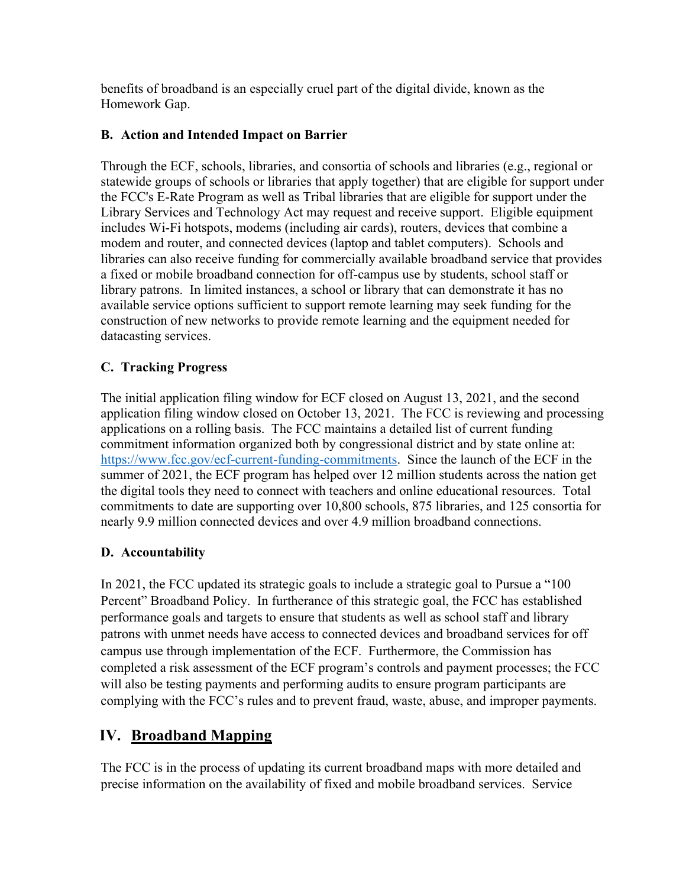benefits of broadband is an especially cruel part of the digital divide, known as the Homework Gap.

### B. Action and Intended Impact on Barrier

Through the ECF, schools, libraries, and consortia of schools and libraries (e.g., regional or statewide groups of schools or libraries that apply together) that are eligible for support under the FCC's E-Rate Program as well as Tribal libraries that are eligible for support under the Library Services and Technology Act may request and receive support. Eligible equipment includes Wi-Fi hotspots, modems (including air cards), routers, devices that combine a modem and router, and connected devices (laptop and tablet computers). Schools and libraries can also receive funding for commercially available broadband service that provides a fixed or mobile broadband connection for off-campus use by students, school staff or library patrons. In limited instances, a school or library that can demonstrate it has no available service options sufficient to support remote learning may seek funding for the construction of new networks to provide remote learning and the equipment needed for datacasting services.

### C. Tracking Progress

The initial application filing window for ECF closed on August 13, 2021, and the second application filing window closed on October 13, 2021. The FCC is reviewing and processing applications on a rolling basis. The FCC maintains a detailed list of current funding commitment information organized both by congressional district and by state online at: https://www.fcc.gov/ecf-current-funding-commitments. Since the launch of the ECF in the summer of 2021, the ECF program has helped over 12 million students across the nation get the digital tools they need to connect with teachers and online educational resources. Total commitments to date are supporting over 10,800 schools, 875 libraries, and 125 consortia for nearly 9.9 million connected devices and over 4.9 million broadband connections.

### D. Accountability

In 2021, the FCC updated its strategic goals to include a strategic goal to Pursue a "100 Percent" Broadband Policy. In furtherance of this strategic goal, the FCC has established performance goals and targets to ensure that students as well as school staff and library patrons with unmet needs have access to connected devices and broadband services for off campus use through implementation of the ECF. Furthermore, the Commission has completed a risk assessment of the ECF program's controls and payment processes; the FCC will also be testing payments and performing audits to ensure program participants are complying with the FCC's rules and to prevent fraud, waste, abuse, and improper payments.

## IV. Broadband Mapping

The FCC is in the process of updating its current broadband maps with more detailed and precise information on the availability of fixed and mobile broadband services. Service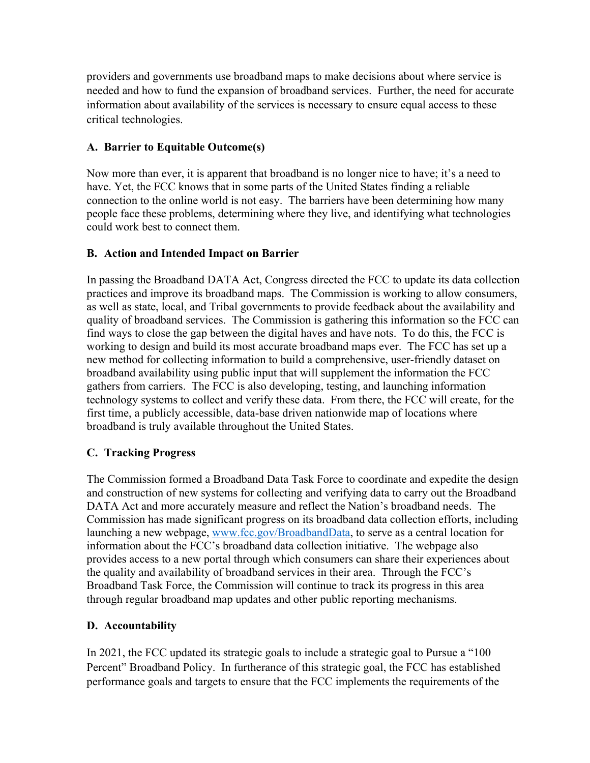providers and governments use broadband maps to make decisions about where service is needed and how to fund the expansion of broadband services. Further, the need for accurate information about availability of the services is necessary to ensure equal access to these critical technologies.

### A. Barrier to Equitable Outcome(s)

Now more than ever, it is apparent that broadband is no longer nice to have; it's a need to have. Yet, the FCC knows that in some parts of the United States finding a reliable connection to the online world is not easy. The barriers have been determining how many people face these problems, determining where they live, and identifying what technologies could work best to connect them.

### B. Action and Intended Impact on Barrier

In passing the Broadband DATA Act, Congress directed the FCC to update its data collection practices and improve its broadband maps. The Commission is working to allow consumers, as well as state, local, and Tribal governments to provide feedback about the availability and quality of broadband services. The Commission is gathering this information so the FCC can find ways to close the gap between the digital haves and have nots. To do this, the FCC is working to design and build its most accurate broadband maps ever. The FCC has set up a new method for collecting information to build a comprehensive, user-friendly dataset on broadband availability using public input that will supplement the information the FCC gathers from carriers. The FCC is also developing, testing, and launching information technology systems to collect and verify these data. From there, the FCC will create, for the first time, a publicly accessible, data-base driven nationwide map of locations where broadband is truly available throughout the United States.

### C. Tracking Progress

The Commission formed a Broadband Data Task Force to coordinate and expedite the design and construction of new systems for collecting and verifying data to carry out the Broadband DATA Act and more accurately measure and reflect the Nation's broadband needs. The Commission has made significant progress on its broadband data collection efforts, including launching a new webpage, [www.fcc.gov/BroadbandData](http://www.fcc.gov/BroadbandData), to serve as a central location for information about the FCC's broadband data collection initiative. The webpage also provides access to a new portal through which consumers can share their experiences about the quality and availability of broadband services in their area. Through the FCC's Broadband Task Force, the Commission will continue to track its progress in this area through regular broadband map updates and other public reporting mechanisms.

### D. Accountability

In 2021, the FCC updated its strategic goals to include a strategic goal to Pursue a "100 Percent" Broadband Policy. In furtherance of this strategic goal, the FCC has established performance goals and targets to ensure that the FCC implements the requirements of the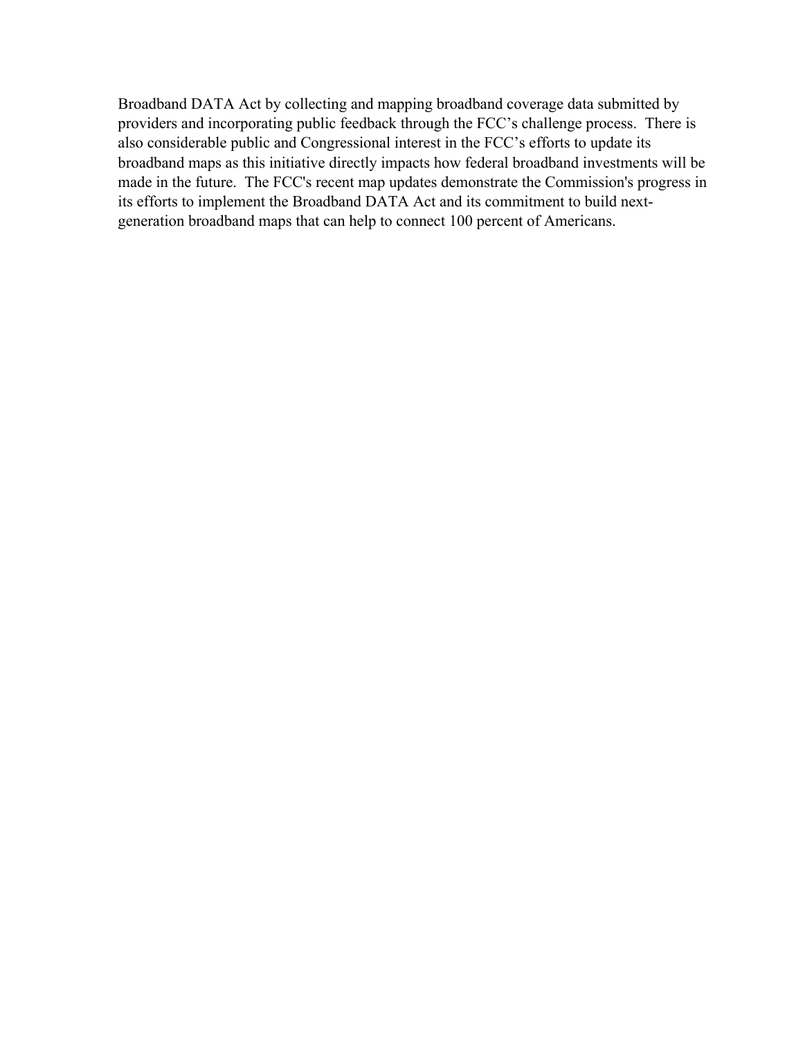Broadband DATA Act by collecting and mapping broadband coverage data submitted by providers and incorporating public feedback through the FCC's challenge process. There is also considerable public and Congressional interest in the FCC's efforts to update its broadband maps as this initiative directly impacts how federal broadband investments will be made in the future. The FCC's recent map updates demonstrate the Commission's progress in its efforts to implement the Broadband DATA Act and its commitment to build next-generation broadband maps that can help to connect 100 percent of Americans.